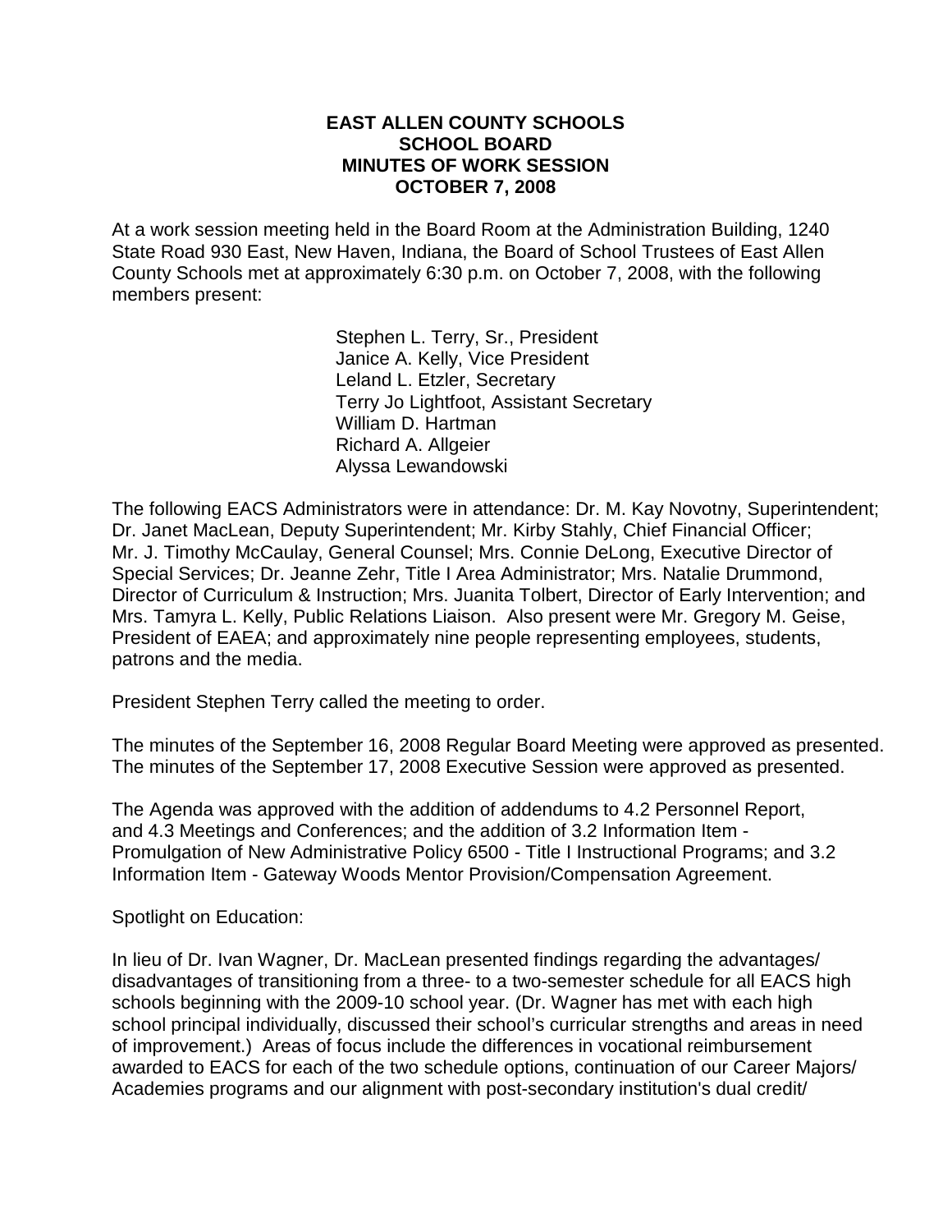# EAST ALLEN COUNTY SCHOOLS
## SCHOOL BOARD
## MINUTES OF WORK SESSION
## OCTOBER 7, 2008

At a work session meeting held in the Board Room at the Administration Building, 1240 State Road 930 East, New Haven, Indiana, the Board of School Trustees of East Allen County Schools met at approximately 6:30 p.m. on October 7, 2008, with the following members present:

Stephen L. Terry, Sr., President
Janice A. Kelly, Vice President
Leland L. Etzler, Secretary
Terry Jo Lightfoot, Assistant Secretary
William D. Hartman
Richard A. Allgeier
Alyssa Lewandowski

The following EACS Administrators were in attendance: Dr. M. Kay Novotny, Superintendent; Dr. Janet MacLean, Deputy Superintendent; Mr. Kirby Stahly, Chief Financial Officer; Mr. J. Timothy McCaulay, General Counsel; Mrs. Connie DeLong, Executive Director of Special Services; Dr. Jeanne Zehr, Title I Area Administrator; Mrs. Natalie Drummond, Director of Curriculum & Instruction; Mrs. Juanita Tolbert, Director of Early Intervention; and Mrs. Tamyra L. Kelly, Public Relations Liaison. Also present were Mr. Gregory M. Geise, President of EAEA; and approximately nine people representing employees, students, patrons and the media.

President Stephen Terry called the meeting to order.

The minutes of the September 16, 2008 Regular Board Meeting were approved as presented.
The minutes of the September 17, 2008 Executive Session were approved as presented.

The Agenda was approved with the addition of addendums to 4.2 Personnel Report, and 4.3 Meetings and Conferences; and the addition of 3.2 Information Item - Promulgation of New Administrative Policy 6500 - Title I Instructional Programs; and 3.2 Information Item - Gateway Woods Mentor Provision/Compensation Agreement.

Spotlight on Education:

In lieu of Dr. Ivan Wagner, Dr. MacLean presented findings regarding the advantages/ disadvantages of transitioning from a three- to a two-semester schedule for all EACS high schools beginning with the 2009-10 school year. (Dr. Wagner has met with each high school principal individually, discussed their school's curricular strengths and areas in need of improvement.) Areas of focus include the differences in vocational reimbursement awarded to EACS for each of the two schedule options, continuation of our Career Majors/ Academies programs and our alignment with post-secondary institution's dual credit/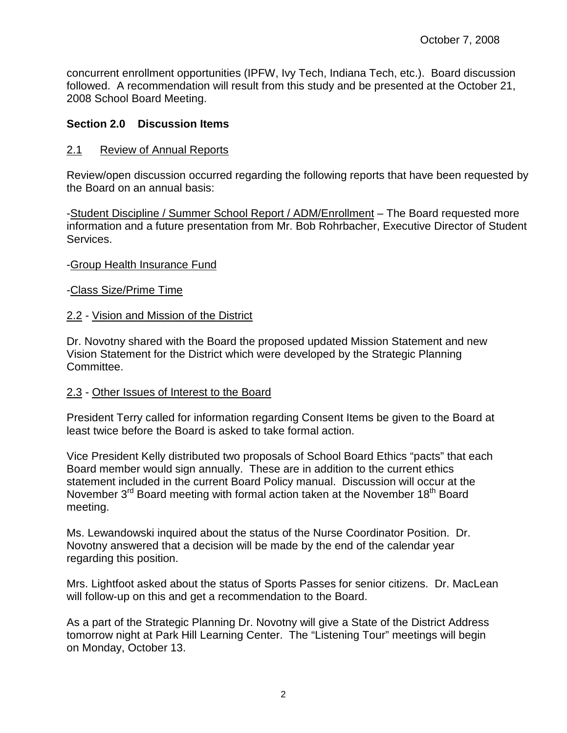concurrent enrollment opportunities (IPFW, Ivy Tech, Indiana Tech, etc.). Board discussion followed. A recommendation will result from this study and be presented at the October 21, 2008 School Board Meeting.

**Section 2.0 Discussion Items**

2.1 Review of Annual Reports

Review/open discussion occurred regarding the following reports that have been requested by the Board on an annual basis:

-Student Discipline / Summer School Report / ADM/Enrollment – The Board requested more information and a future presentation from Mr. Bob Rohrbacher, Executive Director of Student Services.

-Group Health Insurance Fund

-Class Size/Prime Time

2.2 - Vision and Mission of the District

Dr. Novotny shared with the Board the proposed updated Mission Statement and new Vision Statement for the District which were developed by the Strategic Planning Committee.

2.3 - Other Issues of Interest to the Board

President Terry called for information regarding Consent Items be given to the Board at least twice before the Board is asked to take formal action.

Vice President Kelly distributed two proposals of School Board Ethics "pacts" that each Board member would sign annually. These are in addition to the current ethics statement included in the current Board Policy manual. Discussion will occur at the November 3rd Board meeting with formal action taken at the November 18th Board meeting.

Ms. Lewandowski inquired about the status of the Nurse Coordinator Position. Dr. Novotny answered that a decision will be made by the end of the calendar year regarding this position.

Mrs. Lightfoot asked about the status of Sports Passes for senior citizens. Dr. MacLean will follow-up on this and get a recommendation to the Board.

As a part of the Strategic Planning Dr. Novotny will give a State of the District Address tomorrow night at Park Hill Learning Center. The "Listening Tour" meetings will begin on Monday, October 13.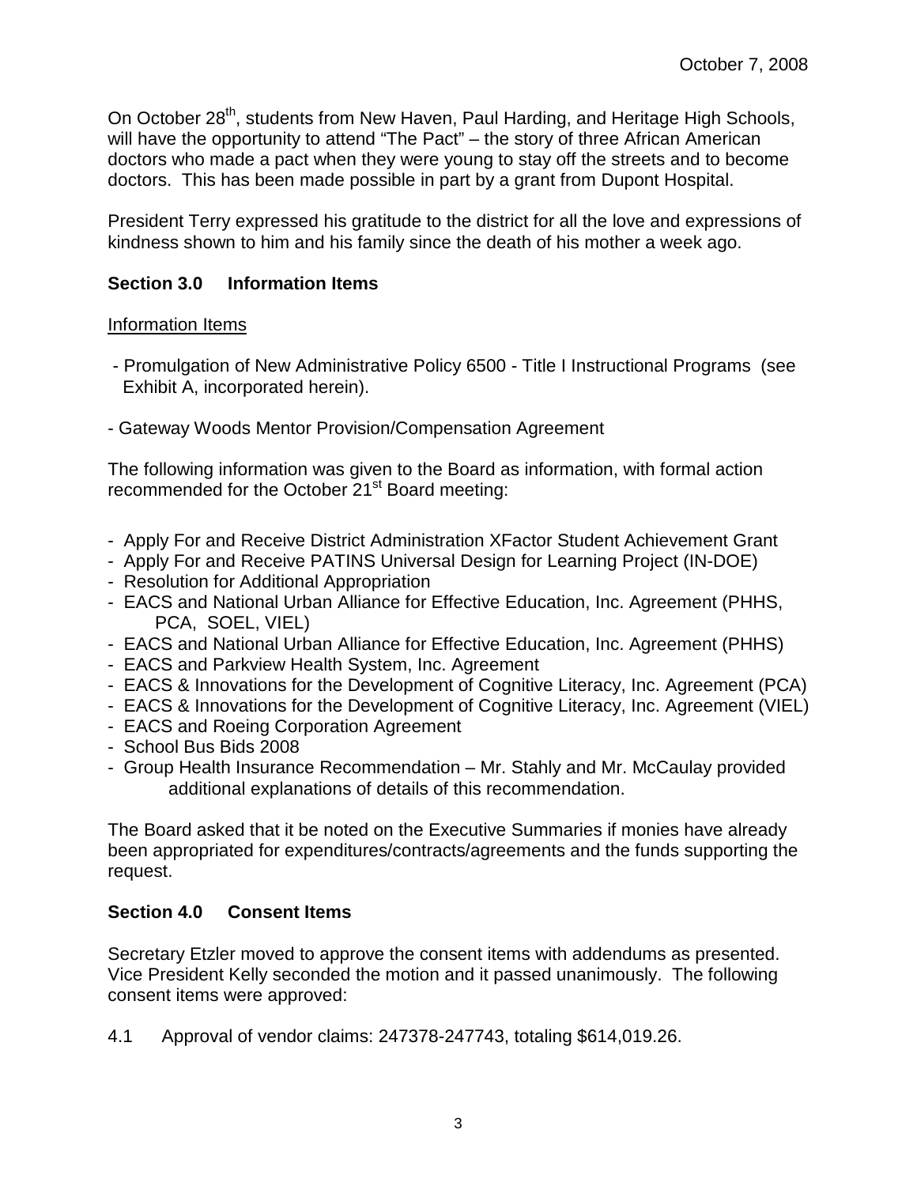On October 28th, students from New Haven, Paul Harding, and Heritage High Schools, will have the opportunity to attend "The Pact" – the story of three African American doctors who made a pact when they were young to stay off the streets and to become doctors. This has been made possible in part by a grant from Dupont Hospital.

President Terry expressed his gratitude to the district for all the love and expressions of kindness shown to him and his family since the death of his mother a week ago.

## Section 3.0 Information Items

Information Items

- Promulgation of New Administrative Policy 6500 - Title I Instructional Programs (see Exhibit A, incorporated herein).

- Gateway Woods Mentor Provision/Compensation Agreement

The following information was given to the Board as information, with formal action recommended for the October 21st Board meeting:

- Apply For and Receive District Administration XFactor Student Achievement Grant
- Apply For and Receive PATINS Universal Design for Learning Project (IN-DOE)
- Resolution for Additional Appropriation
- EACS and National Urban Alliance for Effective Education, Inc. Agreement (PHHS, PCA, SOEL, VIEL)
- EACS and National Urban Alliance for Effective Education, Inc. Agreement (PHHS)
- EACS and Parkview Health System, Inc. Agreement
- EACS & Innovations for the Development of Cognitive Literacy, Inc. Agreement (PCA)
- EACS & Innovations for the Development of Cognitive Literacy, Inc. Agreement (VIEL)
- EACS and Roeing Corporation Agreement
- School Bus Bids 2008
- Group Health Insurance Recommendation – Mr. Stahly and Mr. McCaulay provided additional explanations of details of this recommendation.

The Board asked that it be noted on the Executive Summaries if monies have already been appropriated for expenditures/contracts/agreements and the funds supporting the request.

## Section 4.0 Consent Items

Secretary Etzler moved to approve the consent items with addendums as presented. Vice President Kelly seconded the motion and it passed unanimously. The following consent items were approved:

4.1 Approval of vendor claims: 247378-247743, totaling $614,019.26.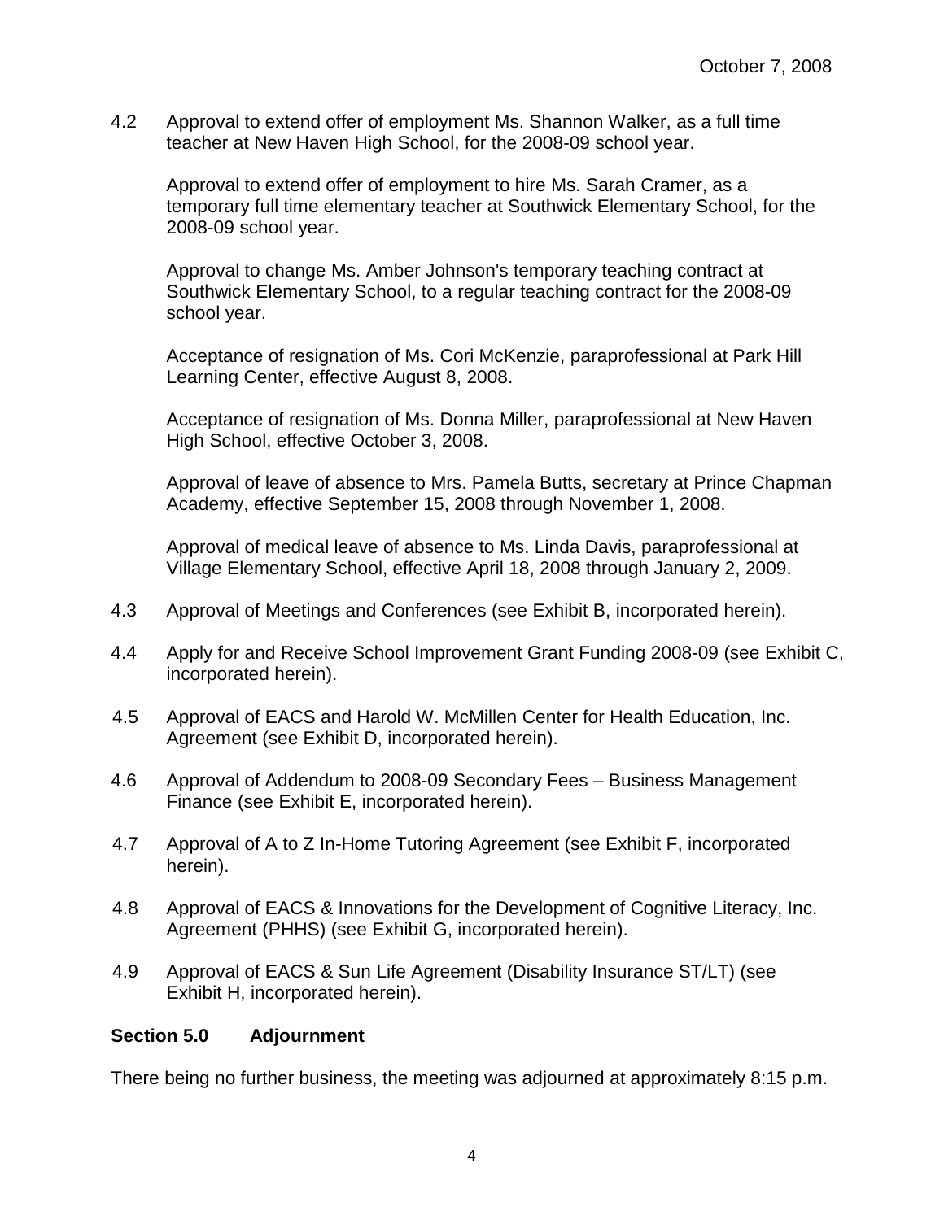4.2 Approval to extend offer of employment Ms. Shannon Walker, as a full time teacher at New Haven High School, for the 2008-09 school year.

Approval to extend offer of employment to hire Ms. Sarah Cramer, as a temporary full time elementary teacher at Southwick Elementary School, for the 2008-09 school year.

Approval to change Ms. Amber Johnson's temporary teaching contract at Southwick Elementary School, to a regular teaching contract for the 2008-09 school year.

Acceptance of resignation of Ms. Cori McKenzie, paraprofessional at Park Hill Learning Center, effective August 8, 2008.

Acceptance of resignation of Ms. Donna Miller, paraprofessional at New Haven High School, effective October 3, 2008.

Approval of leave of absence to Mrs. Pamela Butts, secretary at Prince Chapman Academy, effective September 15, 2008 through November 1, 2008.

Approval of medical leave of absence to Ms. Linda Davis, paraprofessional at Village Elementary School, effective April 18, 2008 through January 2, 2009.

4.3 Approval of Meetings and Conferences (see Exhibit B, incorporated herein).

4.4 Apply for and Receive School Improvement Grant Funding 2008-09 (see Exhibit C, incorporated herein).

4.5 Approval of EACS and Harold W. McMillen Center for Health Education, Inc. Agreement (see Exhibit D, incorporated herein).

4.6 Approval of Addendum to 2008-09 Secondary Fees – Business Management Finance (see Exhibit E, incorporated herein).

4.7 Approval of A to Z In-Home Tutoring Agreement (see Exhibit F, incorporated herein).

4.8 Approval of EACS & Innovations for the Development of Cognitive Literacy, Inc. Agreement (PHHS) (see Exhibit G, incorporated herein).

4.9 Approval of EACS & Sun Life Agreement (Disability Insurance ST/LT) (see Exhibit H, incorporated herein).

**Section 5.0 Adjournment**

There being no further business, the meeting was adjourned at approximately 8:15 p.m.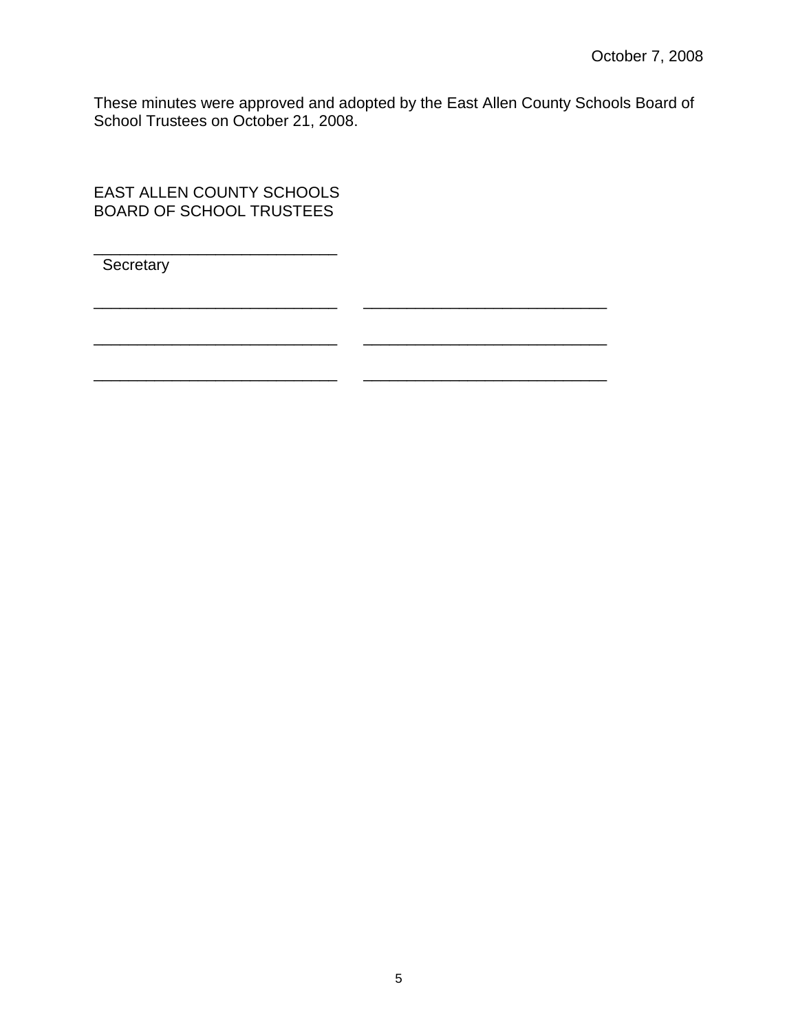October 7, 2008

These minutes were approved and adopted by the East Allen County Schools Board of School Trustees on October 21, 2008.

EAST ALLEN COUNTY SCHOOLS
BOARD OF SCHOOL TRUSTEES

_____________________________
Secretary

_____________________________ _____________________________

_____________________________ _____________________________

_____________________________ _____________________________